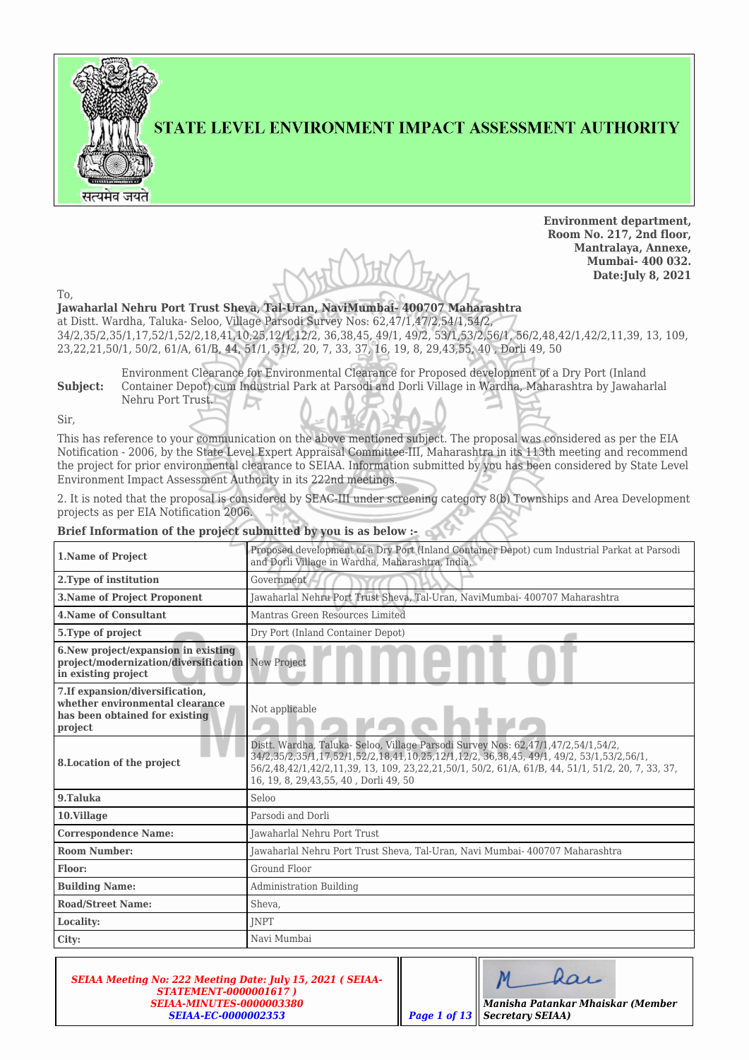# STATE LEVEL ENVIRONMENT IMPACT ASSESSMENT AUTHORITY

**Environment department,**
**Room No. 217, 2nd floor,**
**Mantralaya, Annexe,**
**Mumbai- 400 032.**
**Date:July 8, 2021**

To,
**Jawaharlal Nehru Port Trust Sheva, Tal-Uran, NaviMumbai- 400707 Maharashtra**
at Distt. Wardha, Taluka- Seloo, Village Parsodi Survey Nos: 62,47/1,47/2,54/1,54/2, 34/2,35/2,35/1,17,52/1,52/2,18,41,10,25,12/1,12/2, 36,38,45, 49/1, 49/2, 53/1,53/2,56/1, 56/2,48,42/1,42/2,11,39, 13, 109, 23,22,21,50/1, 50/2, 61/A, 61/B, 44, 51/1, 51/2, 20, 7, 33, 37, 16, 19, 8, 29,43,55, 40 , Dorli 49, 50

**Subject:** Environment Clearance for Environmental Clearance for Proposed development of a Dry Port (Inland Container Depot) cum Industrial Park at Parsodi and Dorli Village in Wardha, Maharashtra by Jawaharlal Nehru Port Trust.

Sir,

This has reference to your communication on the above mentioned subject. The proposal was considered as per the EIA Notification - 2006, by the State Level Expert Appraisal Committee-III, Maharashtra in its 113th meeting and recommend the project for prior environmental clearance to SEIAA. Information submitted by you has been considered by State Level Environment Impact Assessment Authority in its 222nd meetings.

2. It is noted that the proposal is considered by SEAC-III under screening category 8(b) Townships and Area Development projects as per EIA Notification 2006.

**Brief Information of the project submitted by you is as below :-**

| | |
|---|---|
| **1.Name of Project** | Proposed development of a Dry Port (Inland Container Depot) cum Industrial Parkat at Parsodi and Dorli Village in Wardha, Maharashtra, India. |
| **2.Type of institution** | Government |
| **3.Name of Project Proponent** | Jawaharlal Nehru Port Trust Sheva, Tal-Uran, NaviMumbai- 400707 Maharashtra |
| **4.Name of Consultant** | Mantras Green Resources Limited |
| **5.Type of project** | Dry Port (Inland Container Depot) |
| **6.New project/expansion in existing project/modernization/diversification in existing project** | New Project |
| **7.If expansion/diversification, whether environmental clearance has been obtained for existing project** | Not applicable |
| **8.Location of the project** | Distt. Wardha, Taluka- Seloo, Village Parsodi Survey Nos: 62,47/1,47/2,54/1,54/2, 34/2,35/2,35/1,17,52/1,52/2,18,41,10,25,12/1,12/2, 36,38,45, 49/1, 49/2, 53/1,53/2,56/1, 56/2,48,42/1,42/2,11,39, 13, 109, 23,22,21,50/1, 50/2, 61/A, 61/B, 44, 51/1, 51/2, 20, 7, 33, 37, 16, 19, 8, 29,43,55, 40 , Dorli 49, 50 |
| **9.Taluka** | Seloo |
| **10.Village** | Parsodi and Dorli |
| **Correspondence Name:** | Jawaharlal Nehru Port Trust |
| **Room Number:** | Jawaharlal Nehru Port Trust Sheva, Tal-Uran, Navi Mumbai- 400707 Maharashtra |
| **Floor:** | Ground Floor |
| **Building Name:** | Administration Building |
| **Road/Street Name:** | Sheva, |
| **Locality:** | JNPT |
| **City:** | Navi Mumbai |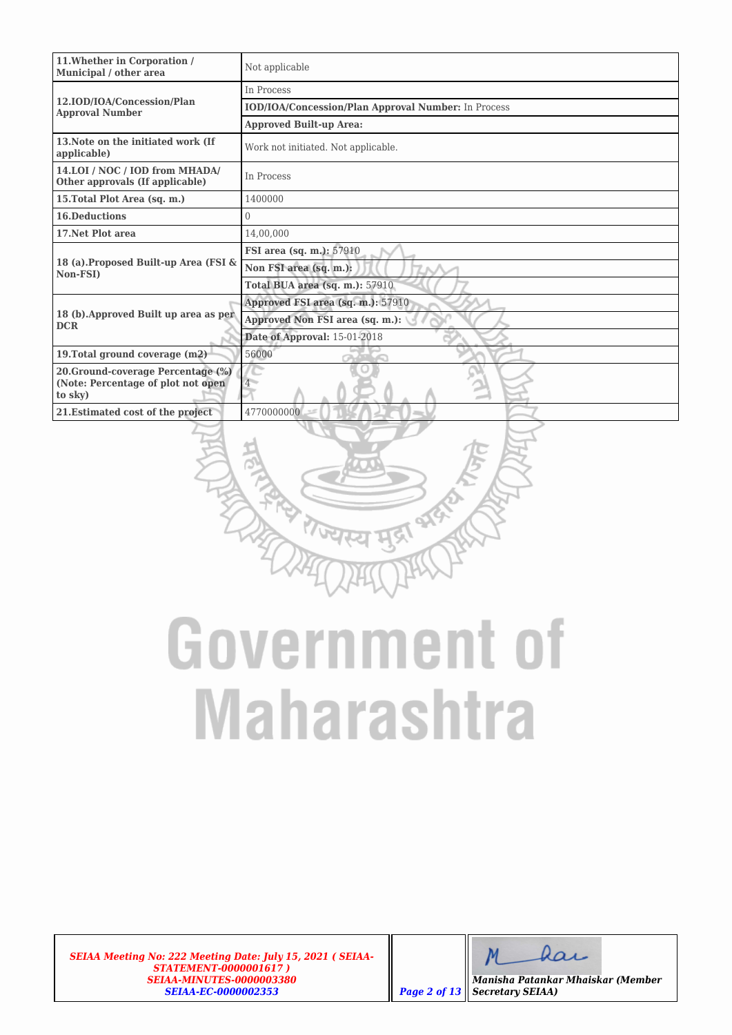| | |
|---|---|
| **11.Whether in Corporation / Municipal / other area** | Not applicable |
| **12.IOD/IOA/Concession/Plan Approval Number** | In Process |
| | **IOD/IOA/Concession/Plan Approval Number:** In Process |
| | **Approved Built-up Area:** |
| **13.Note on the initiated work (If applicable)** | Work not initiated. Not applicable. |
| **14.LOI / NOC / IOD from MHADA/ Other approvals (If applicable)** | In Process |
| **15.Total Plot Area (sq. m.)** | 1400000 |
| **16.Deductions** | 0 |
| **17.Net Plot area** | 14,00,000 |
| **18 (a).Proposed Built-up Area (FSI & Non-FSI)** | **FSI area (sq. m.):** 57910 |
| | **Non FSI area (sq. m.):** |
| | **Total BUA area (sq. m.):** 57910 |
| **18 (b).Approved Built up area as per DCR** | **Approved FSI area (sq. m.):** 57910 |
| | **Approved Non FSI area (sq. m.):** |
| | **Date of Approval:** 15-01-2018 |
| **19.Total ground coverage (m2)** | 56000 |
| **20.Ground-coverage Percentage (%) (Note: Percentage of plot not open to sky)** | 4 |
| **21.Estimated cost of the project** | 4770000000 |

*SEIAA Meeting No: 222 Meeting Date: July 15, 2021 ( SEIAA-STATEMENT-0000001617 ) SEIAA-MINUTES-0000003380 SEIAA-EC-0000002353*

**Manisha Patankar Mhaiskar (Member Secretary SEIAA)**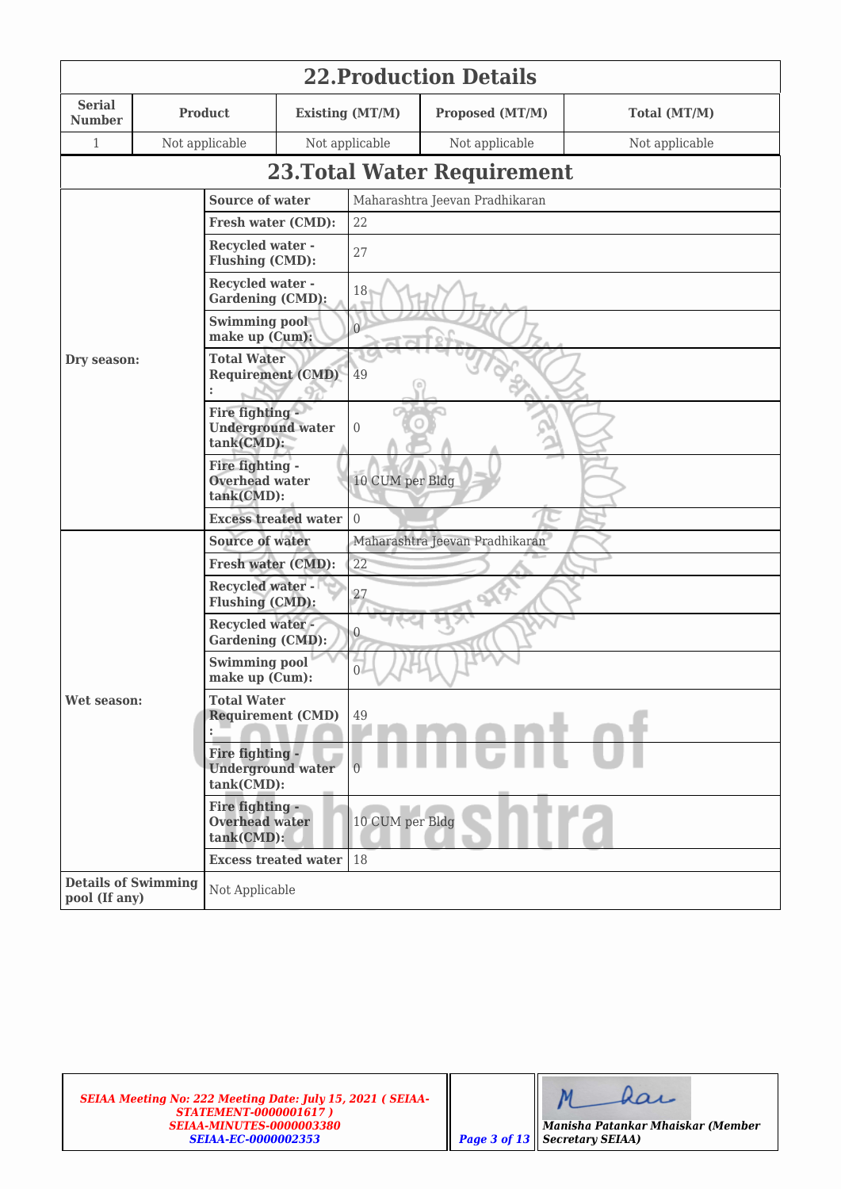## 22.Production Details

| Serial Number | Product | Existing (MT/M) | Proposed (MT/M) | Total (MT/M) |
|---|---|---|---|---|
| 1 | Not applicable | Not applicable | Not applicable | Not applicable |

## 23.Total Water Requirement

| | | |
|---|---|---|
| Dry season: | Source of water | Maharashtra Jeevan Pradhikaran |
| | Fresh water (CMD): | 22 |
| | Recycled water - Flushing (CMD): | 27 |
| | Recycled water - Gardening (CMD): | 18 |
| | Swimming pool make up (Cum): | 0 |
| | Total Water Requirement (CMD) : | 49 |
| | Fire fighting - Underground water tank(CMD): | 0 |
| | Fire fighting - Overhead water tank(CMD): | 10 CUM per Bldg |
| | Excess treated water | 0 |
| Wet season: | Source of water | Maharashtra Jeevan Pradhikaran |
| | Fresh water (CMD): | 22 |
| | Recycled water - Flushing (CMD): | 27 |
| | Recycled water - Gardening (CMD): | 0 |
| | Swimming pool make up (Cum): | 0 |
| | Total Water Requirement (CMD) : | 49 |
| | Fire fighting - Underground water tank(CMD): | 0 |
| | Fire fighting - Overhead water tank(CMD): | 10 CUM per Bldg |
| | Excess treated water | 18 |
| Details of Swimming pool (If any) | Not Applicable | |

*SEIAA Meeting No: 222 Meeting Date: July 15, 2021 ( SEIAA-STATEMENT-0000001617 ) SEIAA-MINUTES-0000003380 SEIAA-EC-0000002353*

*Manisha Patankar Mhaiskar (Member Secretary SEIAA)*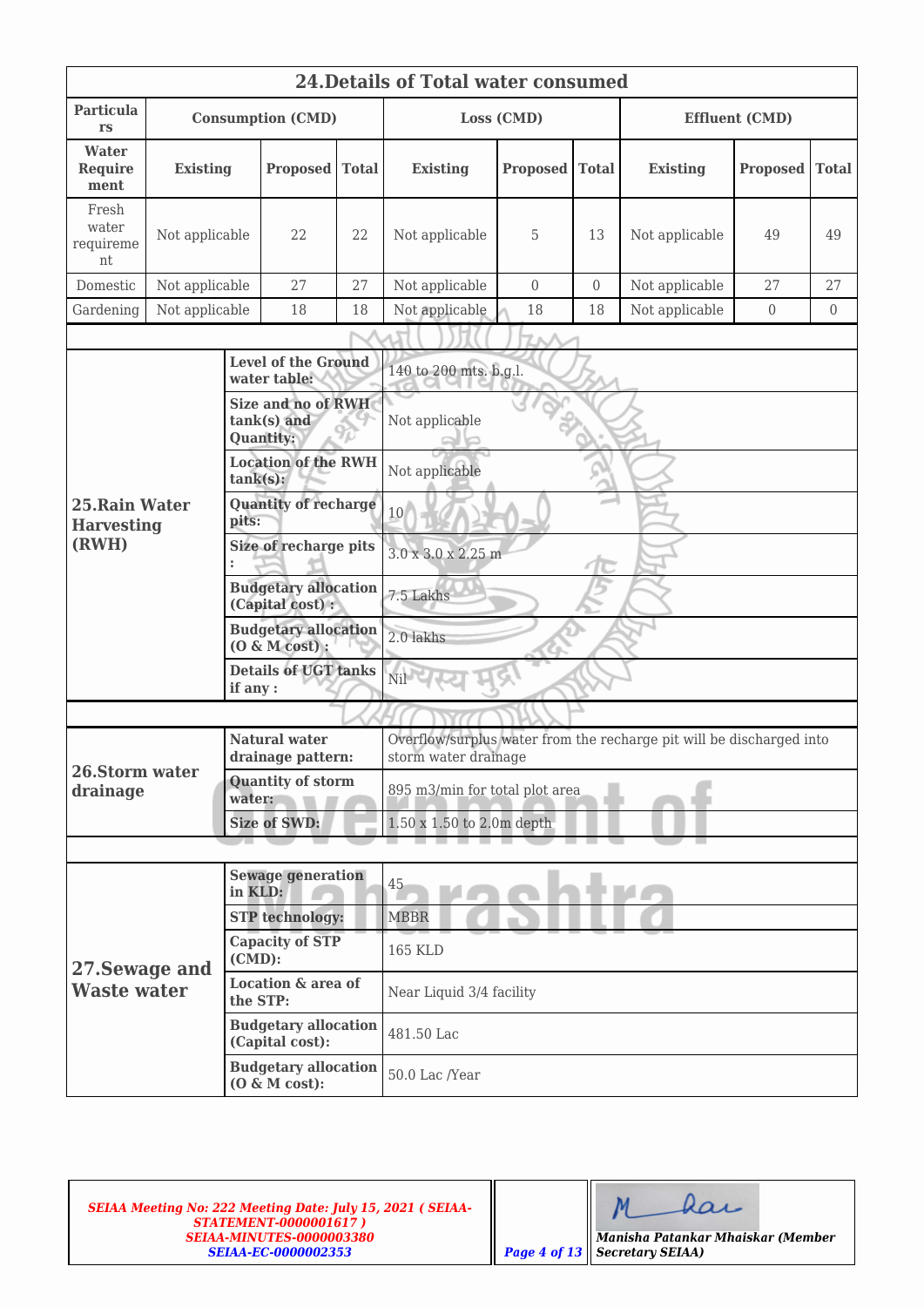## 24.Details of Total water consumed

| Particulars | Consumption (CMD) | | | Loss (CMD) | | | Effluent (CMD) | | |
|---|---|---|---|---|---|---|---|---|---|
| Water Requirement | Existing | Proposed | Total | Existing | Proposed | Total | Existing | Proposed | Total |
| Fresh water requirement | Not applicable | 22 | 22 | Not applicable | 5 | 13 | Not applicable | 49 | 49 |
| Domestic | Not applicable | 27 | 27 | Not applicable | 0 | 0 | Not applicable | 27 | 27 |
| Gardening | Not applicable | 18 | 18 | Not applicable | 18 | 18 | Not applicable | 0 | 0 |

| 25.Rain Water Harvesting (RWH) | | |
|---|---|---|
| | **Level of the Ground water table:** | 140 to 200 mts. b.g.l. |
| | **Size and no of RWH tank(s) and Quantity:** | Not applicable |
| | **Location of the RWH tank(s):** | Not applicable |
| | **Quantity of recharge pits:** | 10 |
| | **Size of recharge pits :** | 3.0 x 3.0 x 2.25 m |
| | **Budgetary allocation (Capital cost) :** | 7.5 Lakhs |
| | **Budgetary allocation (O & M cost) :** | 2.0 lakhs |
| | **Details of UGT tanks if any :** | Nil |

| 26.Storm water drainage | | |
|---|---|---|
| | **Natural water drainage pattern:** | Overflow/surplus water from the recharge pit will be discharged into storm water drainage |
| | **Quantity of storm water:** | 895 m3/min for total plot area |
| | **Size of SWD:** | 1.50 x 1.50 to 2.0m depth |

| 27.Sewage and Waste water | | |
|---|---|---|
| | **Sewage generation in KLD:** | 45 |
| | **STP technology:** | MBBR |
| | **Capacity of STP (CMD):** | 165 KLD |
| | **Location & area of the STP:** | Near Liquid 3/4 facility |
| | **Budgetary allocation (Capital cost):** | 481.50 Lac |
| | **Budgetary allocation (O & M cost):** | 50.0 Lac /Year |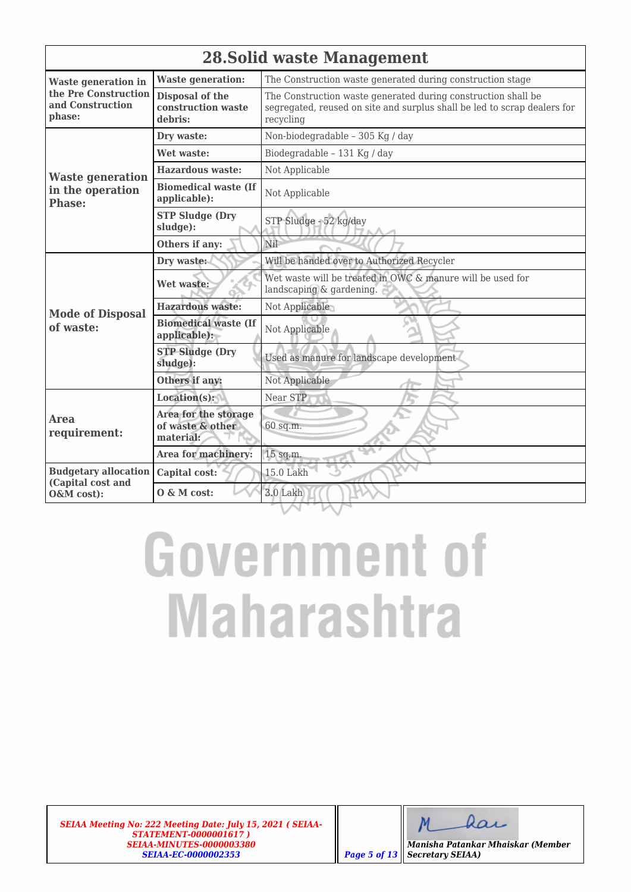## 28.Solid waste Management

| | | |
|---|---|---|
| **Waste generation in the Pre Construction and Construction phase:** | **Waste generation:** | The Construction waste generated during construction stage |
| | **Disposal of the construction waste debris:** | The Construction waste generated during construction shall be segregated, reused on site and surplus shall be led to scrap dealers for recycling |
| **Waste generation in the operation Phase:** | **Dry waste:** | Non-biodegradable – 305 Kg / day |
| | **Wet waste:** | Biodegradable – 131 Kg / day |
| | **Hazardous waste:** | Not Applicable |
| | **Biomedical waste (If applicable):** | Not Applicable |
| | **STP Sludge (Dry sludge):** | STP Sludge - 52 kg/day |
| | **Others if any:** | Nil |
| **Mode of Disposal of waste:** | **Dry waste:** | Will be handed over to Authorized Recycler |
| | **Wet waste:** | Wet waste will be treated in OWC & manure will be used for landscaping & gardening. |
| | **Hazardous waste:** | Not Applicable |
| | **Biomedical waste (If applicable):** | Not Applicable |
| | **STP Sludge (Dry sludge):** | Used as manure for landscape development |
| | **Others if any:** | Not Applicable |
| **Area requirement:** | **Location(s):** | Near STP |
| | **Area for the storage of waste & other material:** | 60 sq.m. |
| | **Area for machinery:** | 15 sq.m. |
| **Budgetary allocation (Capital cost and O&M cost):** | **Capital cost:** | 15.0 Lakh |
| | **O & M cost:** | 3.0 Lakh |

*SEIAA Meeting No: 222 Meeting Date: July 15, 2021 ( SEIAA-STATEMENT-0000001617 ) SEIAA-MINUTES-0000003380 SEIAA-EC-0000002353*

*Manisha Patankar Mhaiskar (Member Secretary SEIAA)*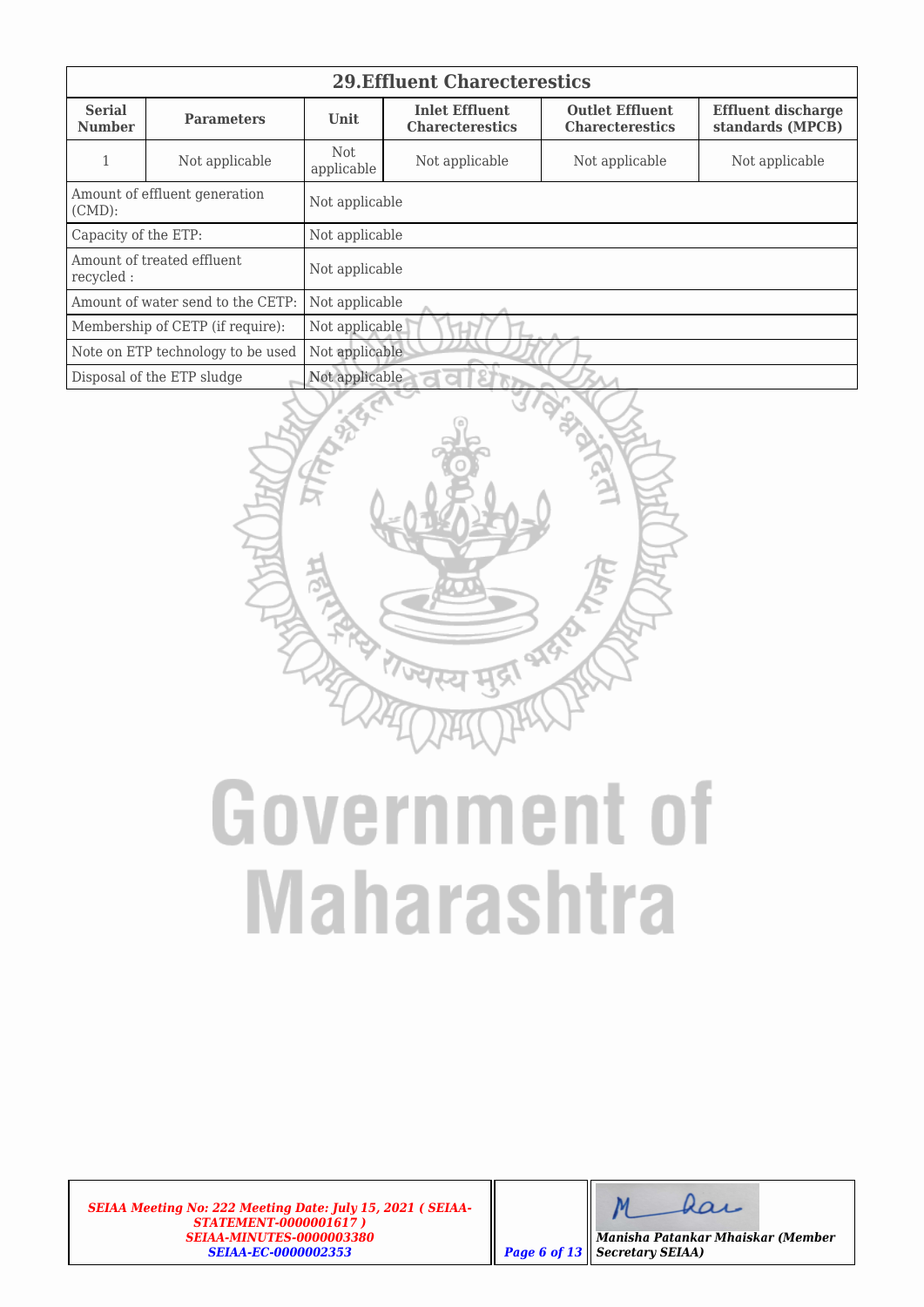## 29.Effluent Charecterestics

| Serial Number | Parameters | Unit | Inlet Effluent Charecterestics | Outlet Effluent Charecterestics | Effluent discharge standards (MPCB) |
|---|---|---|---|---|---|
| 1 | Not applicable | Not applicable | Not applicable | Not applicable | Not applicable |

| | |
|---|---|
| Amount of effluent generation (CMD): | Not applicable |
| Capacity of the ETP: | Not applicable |
| Amount of treated effluent recycled : | Not applicable |
| Amount of water send to the CETP: | Not applicable |
| Membership of CETP (if require): | Not applicable |
| Note on ETP technology to be used | Not applicable |
| Disposal of the ETP sludge | Not applicable |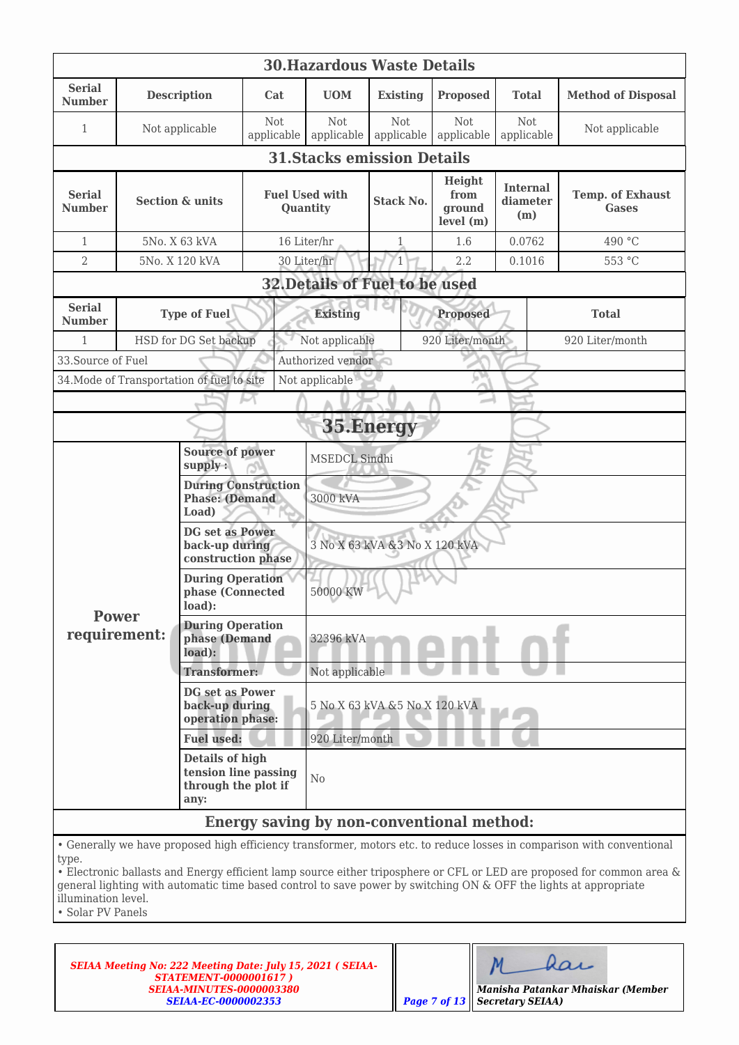## 30.Hazardous Waste Details

| Serial Number | Description | Cat | UOM | Existing | Proposed | Total | Method of Disposal |
|---|---|---|---|---|---|---|---|
| 1 | Not applicable | Not applicable | Not applicable | Not applicable | Not applicable | Not applicable | Not applicable |

## 31.Stacks emission Details

| Serial Number | Section & units | Fuel Used with Quantity | Stack No. | Height from ground level (m) | Internal diameter (m) | Temp. of Exhaust Gases |
|---|---|---|---|---|---|---|
| 1 | 5No. X 63 kVA | 16 Liter/hr | 1 | 1.6 | 0.0762 | 490 °C |
| 2 | 5No. X 120 kVA | 30 Liter/hr | 1 | 2.2 | 0.1016 | 553 °C |

## 32.Details of Fuel to be used

| Serial Number | Type of Fuel | Existing | Proposed | Total |
|---|---|---|---|---|
| 1 | HSD for DG Set backup | Not applicable | 920 Liter/month | 920 Liter/month |

| | |
|---|---|
| 33.Source of Fuel | Authorized vendor |
| 34.Mode of Transportation of fuel to site | Not applicable |

## 35.Energy

| | | |
|---|---|---|
| **Power requirement:** | **Source of power supply :** | MSEDCL Sindhi |
| | **During Construction Phase: (Demand Load)** | 3000 kVA |
| | **DG set as Power back-up during construction phase** | 3 No X 63 kVA &3 No X 120 kVA |
| | **During Operation phase (Connected load):** | 50000 KW |
| | **During Operation phase (Demand load):** | 32396 kVA |
| | **Transformer:** | Not applicable |
| | **DG set as Power back-up during operation phase:** | 5 No X 63 kVA &5 No X 120 kVA |
| | **Fuel used:** | 920 Liter/month |
| | **Details of high tension line passing through the plot if any:** | No |

### Energy saving by non-conventional method:

- Generally we have proposed high efficiency transformer, motors etc. to reduce losses in comparison with conventional type.
- Electronic ballasts and Energy efficient lamp source either triposphere or CFL or LED are proposed for common area & general lighting with automatic time based control to save power by switching ON & OFF the lights at appropriate illumination level.
- Solar PV Panels

*SEIAA Meeting No: 222 Meeting Date: July 15, 2021 ( SEIAA-STATEMENT-0000001617 ) SEIAA-MINUTES-0000003380 SEIAA-EC-0000002353*

*Manisha Patankar Mhaiskar (Member Secretary SEIAA)*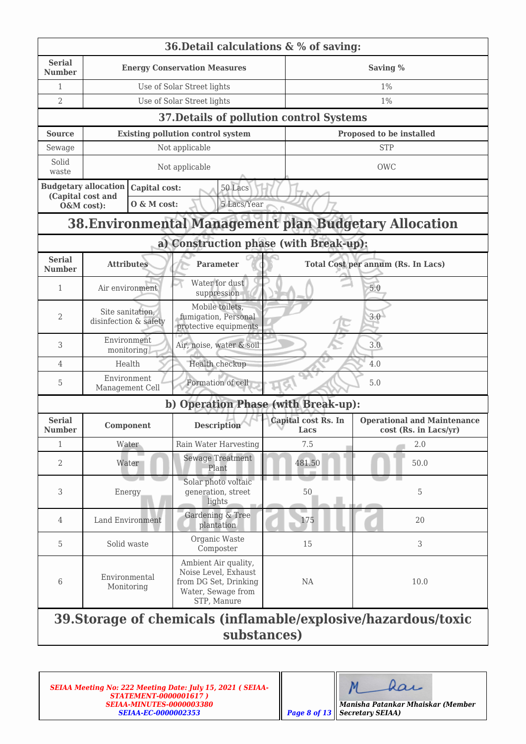## 36.Detail calculations & % of saving:

| Serial Number | Energy Conservation Measures | Saving % |
|---|---|---|
| 1 | Use of Solar Street lights | 1% |
| 2 | Use of Solar Street lights | 1% |

## 37.Details of pollution control Systems

| Source | Existing pollution control system | Proposed to be installed |
|---|---|---|
| Sewage | Not applicable | STP |
| Solid waste | Not applicable | OWC |

| Budgetary allocation (Capital cost and O&M cost): | Capital cost: | 50 Lacs |
|---|---|---|
| | O & M cost: | 5 Lacs/Year |

## 38.Environmental Management plan Budgetary Allocation

### a) Construction phase (with Break-up):

| Serial Number | Attributes | Parameter | Total Cost per annum (Rs. In Lacs) |
|---|---|---|---|
| 1 | Air environment | Water for dust suppression | 5.0 |
| 2 | Site sanitation, disinfection & safety | Mobile toilets, fumigation, Personal protective equipments | 3.0 |
| 3 | Environment monitoring | Air, noise, water & soil | 3.0 |
| 4 | Health | Health checkup | 4.0 |
| 5 | Environment Management Cell | Formation of cell | 5.0 |

### b) Operation Phase (with Break-up):

| Serial Number | Component | Description | Capital cost Rs. In Lacs | Operational and Maintenance cost (Rs. in Lacs/yr) |
|---|---|---|---|---|
| 1 | Water | Rain Water Harvesting | 7.5 | 2.0 |
| 2 | Water | Sewage Treatment Plant | 481.50 | 50.0 |
| 3 | Energy | Solar photo voltaic generation, street lights | 50 | 5 |
| 4 | Land Environment | Gardening & Tree plantation | 175 | 20 |
| 5 | Solid waste | Organic Waste Composter | 15 | 3 |
| 6 | Environmental Monitoring | Ambient Air quality, Noise Level, Exhaust from DG Set, Drinking Water, Sewage from STP, Manure | NA | 10.0 |

## 39.Storage of chemicals (inflamable/explosive/hazardous/toxic substances)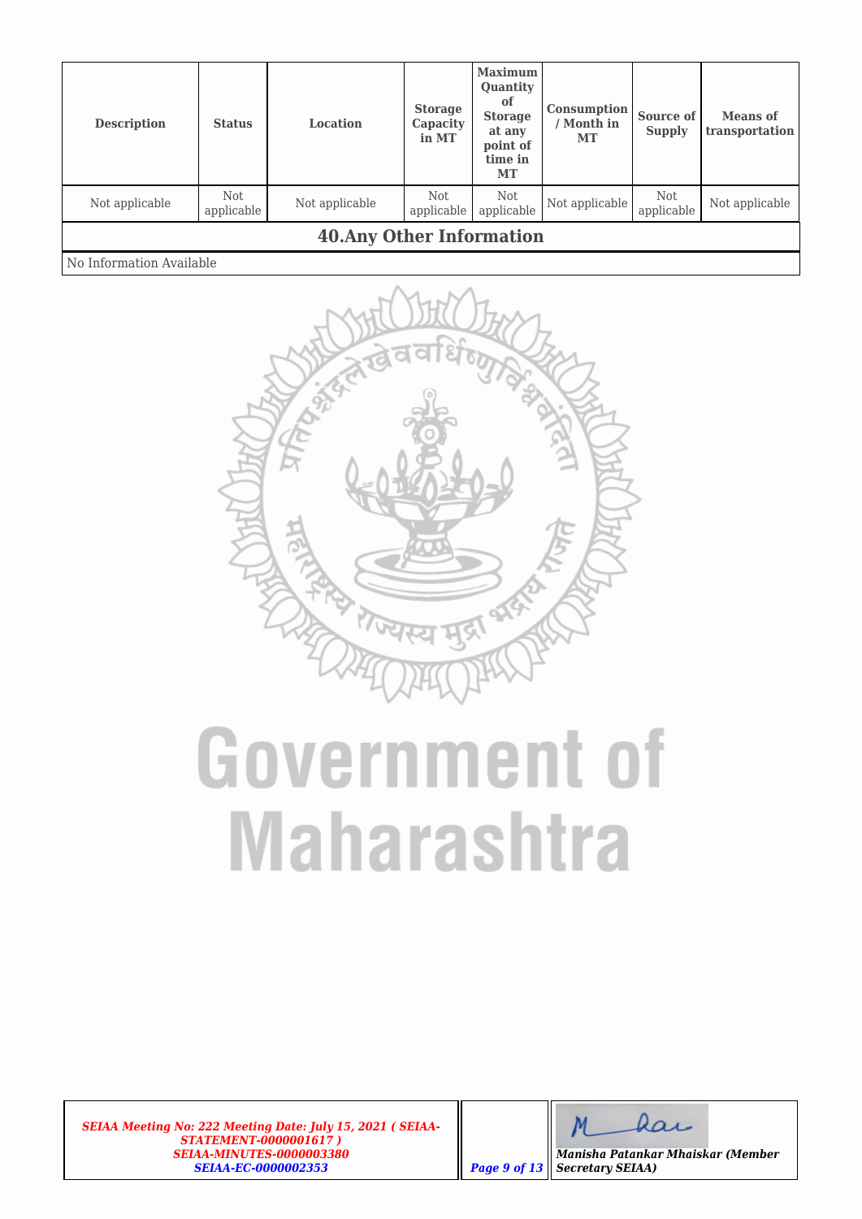| Description | Status | Location | Storage Capacity in MT | Maximum Quantity of Storage at any point of time in MT | Consumption / Month in MT | Source of Supply | Means of transportation |
|---|---|---|---|---|---|---|---|
| Not applicable | Not applicable | Not applicable | Not applicable | Not applicable | Not applicable | Not applicable | Not applicable |

## 40.Any Other Information

No Information Available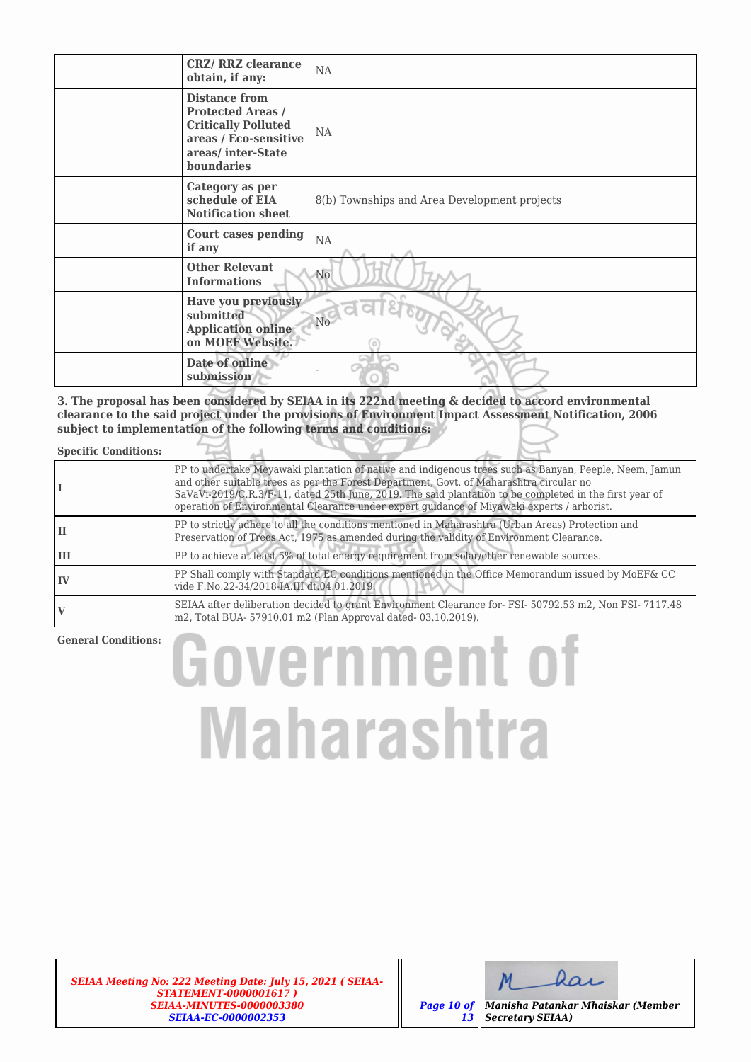| | | |
|---|---|---|
| | **CRZ/ RRZ clearance obtain, if any:** | NA |
| | **Distance from Protected Areas / Critically Polluted areas / Eco-sensitive areas/ inter-State boundaries** | NA |
| | **Category as per schedule of EIA Notification sheet** | 8(b) Townships and Area Development projects |
| | **Court cases pending if any** | NA |
| | **Other Relevant Informations** | No |
| | **Have you previously submitted Application online on MOEF Website.** | No |
| | **Date of online submission** | - |

**3. The proposal has been considered by SEIAA in its 222nd meeting & decided to accord environmental clearance to the said project under the provisions of Environment Impact Assessment Notification, 2006 subject to implementation of the following terms and conditions:**

**Specific Conditions:**

| | |
|---|---|
| **I** | PP to undertake Meyawaki plantation of native and indigenous trees such as Banyan, Peeple, Neem, Jamun and other suitable trees as per the Forest Department, Govt. of Maharashtra circular no SaVaVi-2019/C.R.3/F-11, dated 25th June, 2019. The said plantation to be completed in the first year of operation of Environmental Clearance under expert guidance of Miyawaki experts / arborist. |
| **II** | PP to strictly adhere to all the conditions mentioned in Maharashtra (Urban Areas) Protection and Preservation of Trees Act, 1975 as amended during the validity of Environment Clearance. |
| **III** | PP to achieve at least 5% of total energy requirement from solar/other renewable sources. |
| **IV** | PP Shall comply with Standard EC conditions mentioned in the Office Memorandum issued by MoEF& CC vide F.No.22-34/2018-IA.III dt.04.01.2019. |
| **V** | SEIAA after deliberation decided to grant Environment Clearance for- FSI- 50792.53 m2, Non FSI- 7117.48 m2, Total BUA- 57910.01 m2 (Plan Approval dated- 03.10.2019). |

**General Conditions:**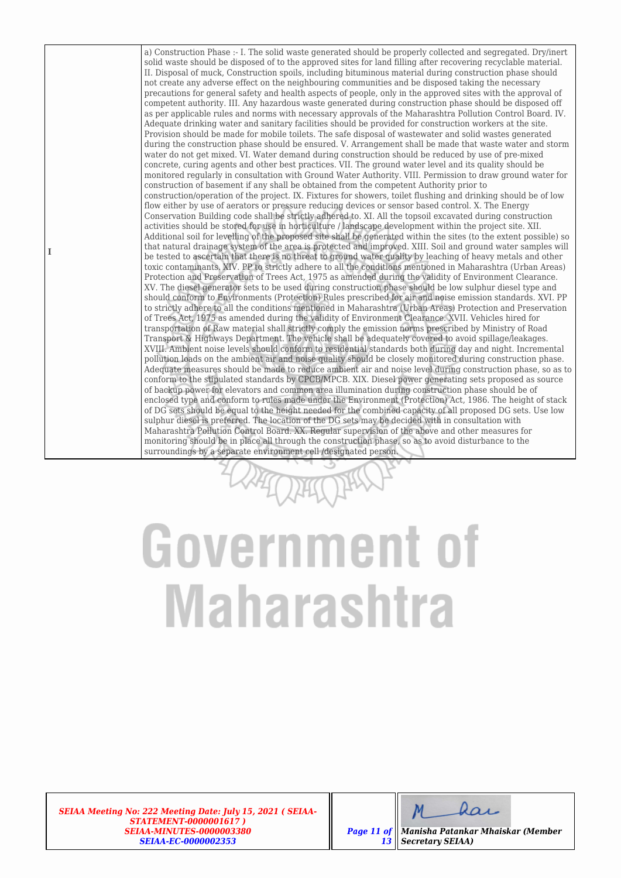| | |
|---|---|
| I | a) Construction Phase :- I. The solid waste generated should be properly collected and segregated. Dry/inert solid waste should be disposed of to the approved sites for land filling after recovering recyclable material. II. Disposal of muck, Construction spoils, including bituminous material during construction phase should not create any adverse effect on the neighbouring communities and be disposed taking the necessary precautions for general safety and health aspects of people, only in the approved sites with the approval of competent authority. III. Any hazardous waste generated during construction phase should be disposed off as per applicable rules and norms with necessary approvals of the Maharashtra Pollution Control Board. IV. Adequate drinking water and sanitary facilities should be provided for construction workers at the site. Provision should be made for mobile toilets. The safe disposal of wastewater and solid wastes generated during the construction phase should be ensured. V. Arrangement shall be made that waste water and storm water do not get mixed. VI. Water demand during construction should be reduced by use of pre-mixed concrete, curing agents and other best practices. VII. The ground water level and its quality should be monitored regularly in consultation with Ground Water Authority. VIII. Permission to draw ground water for construction of basement if any shall be obtained from the competent Authority prior to construction/operation of the project. IX. Fixtures for showers, toilet flushing and drinking should be of low flow either by use of aerators or pressure reducing devices or sensor based control. X. The Energy Conservation Building code shall be strictly adhered to. XI. All the topsoil excavated during construction activities should be stored for use in horticulture / landscape development within the project site. XII. Additional soil for levelling of the proposed site shall be generated within the sites (to the extent possible) so that natural drainage system of the area is protected and improved. XIII. Soil and ground water samples will be tested to ascertain that there is no threat to ground water quality by leaching of heavy metals and other toxic contaminants. XIV. PP to strictly adhere to all the conditions mentioned in Maharashtra (Urban Areas) Protection and Preservation of Trees Act, 1975 as amended during the validity of Environment Clearance. XV. The diesel generator sets to be used during construction phase should be low sulphur diesel type and should conform to Environments (Protection) Rules prescribed for air and noise emission standards. XVI. PP to strictly adhere to all the conditions mentioned in Maharashtra (Urban Areas) Protection and Preservation of Trees Act, 1975 as amended during the validity of Environment Clearance. XVII. Vehicles hired for transportation of Raw material shall strictly comply the emission norms prescribed by Ministry of Road Transport & Highways Department. The vehicle shall be adequately covered to avoid spillage/leakages. XVIII. Ambient noise levels should conform to residential standards both during day and night. Incremental pollution loads on the ambient air and noise quality should be closely monitored during construction phase. Adequate measures should be made to reduce ambient air and noise level during construction phase, so as to conform to the stipulated standards by CPCB/MPCB. XIX. Diesel power generating sets proposed as source of backup power for elevators and common area illumination during construction phase should be of enclosed type and conform to rules made under the Environment (Protection) Act, 1986. The height of stack of DG sets should be equal to the height needed for the combined capacity of all proposed DG sets. Use low sulphur diesel is preferred. The location of the DG sets may be decided with in consultation with Maharashtra Pollution Control Board. XX. Regular supervision of the above and other measures for monitoring should be in place all through the construction phase, so as to avoid disturbance to the surroundings by a separate environment cell /designated person. |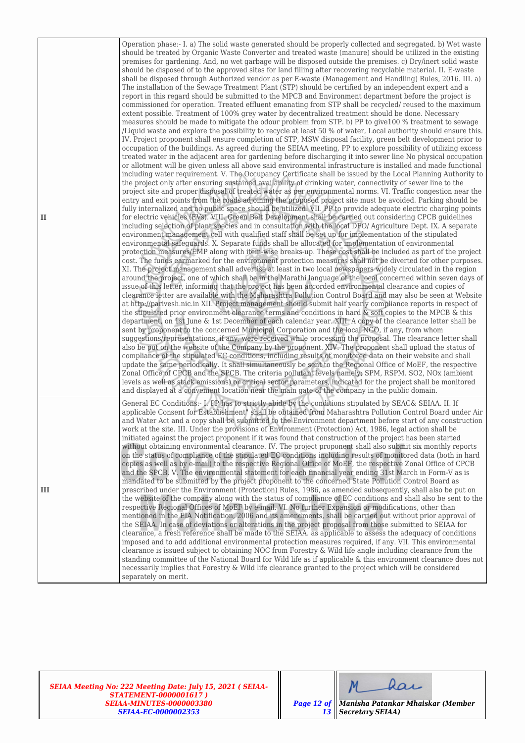| | |
|---|---|
| II | Operation phase:- I. a) The solid waste generated should be properly collected and segregated. b) Wet waste should be treated by Organic Waste Converter and treated waste (manure) should be utilized in the existing premises for gardening. And, no wet garbage will be disposed outside the premises. c) Dry/inert solid waste should be disposed of to the approved sites for land filling after recovering recyclable material. II. E-waste shall be disposed through Authorized vendor as per E-waste (Management and Handling) Rules, 2016. III. a) The installation of the Sewage Treatment Plant (STP) should be certified by an independent expert and a report in this regard should be submitted to the MPCB and Environment department before the project is commissioned for operation. Treated effluent emanating from STP shall be recycled/ reused to the maximum extent possible. Treatment of 100% grey water by decentralized treatment should be done. Necessary measures should be made to mitigate the odour problem from STP. b) PP to give100 % treatment to sewage /Liquid waste and explore the possibility to recycle at least 50 % of water, Local authority should ensure this. IV. Project proponent shall ensure completion of STP, MSW disposal facility, green belt development prior to occupation of the buildings. As agreed during the SEIAA meeting, PP to explore possibility of utilizing excess treated water in the adjacent area for gardening before discharging it into sewer line No physical occupation or allotment will be given unless all above said environmental infrastructure is installed and made functional including water requirement. V. The Occupancy Certificate shall be issued by the Local Planning Authority to the project only after ensuring sustained availability of drinking water, connectivity of sewer line to the project site and proper disposal of treated water as per environmental norms. VI. Traffic congestion near the entry and exit points from the roads adjoining the proposed project site must be avoided. Parking should be fully internalized and no public space should be utilized. VII. PP to provide adequate electric charging points for electric vehicles (EVs). VIII. Green Belt Development shall be carried out considering CPCB guidelines including selection of plant species and in consultation with the local DFO/ Agriculture Dept. IX. A separate environment management cell with qualified staff shall be set up for implementation of the stipulated environmental safeguards. X. Separate funds shall be allocated for implementation of environmental protection measures/EMP along with item-wise breaks-up. These cost shall be included as part of the project cost. The funds earmarked for the environment protection measures shall not be diverted for other purposes. XI. The project management shall advertise at least in two local newspapers widely circulated in the region around the project, one of which shall be in the Marathi language of the local concerned within seven days of issue of this letter, informing that the project has been accorded environmental clearance and copies of clearance letter are available with the Maharashtra Pollution Control Board and may also be seen at Website at http://parivesh.nic.in XII. Project management should submit half yearly compliance reports in respect of the stipulated prior environment clearance terms and conditions in hard & soft copies to the MPCB & this department, on 1st June & 1st December of each calendar year. XIII. A copy of the clearance letter shall be sent by proponent to the concerned Municipal Corporation and the local NGO, if any, from whom suggestions/representations, if any, were received while processing the proposal. The clearance letter shall also be put on the website of the Company by the proponent. XIV. The proponent shall upload the status of compliance of the stipulated EC conditions, including results of monitored data on their website and shall update the same periodically. It shall simultaneously be sent to the Regional Office of MoEF, the respective Zonal Office of CPCB and the SPCB. The criteria pollutant levels namely; SPM, RSPM. SO2, NOx (ambient levels as well as stack emissions) or critical sector parameters, indicated for the project shall be monitored and displayed at a convenient location near the main gate of the company in the public domain. |
| III | General EC Conditions:- I. PP has to strictly abide by the conditions stipulated by SEAC& SEIAA. II. If applicable Consent for Establishment" shall be obtained from Maharashtra Pollution Control Board under Air and Water Act and a copy shall be submitted to the Environment department before start of any construction work at the site. III. Under the provisions of Environment (Protection) Act, 1986, legal action shall be initiated against the project proponent if it was found that construction of the project has been started without obtaining environmental clearance. IV. The project proponent shall also submit six monthly reports on the status of compliance of the stipulated EC conditions including results of monitored data (both in hard copies as well as by e-mail) to the respective Regional Office of MoEF, the respective Zonal Office of CPCB and the SPCB. V. The environmental statement for each financial year ending 31st March in Form-V as is mandated to be submitted by the project proponent to the concerned State Pollution Control Board as prescribed under the Environment (Protection) Rules, 1986, as amended subsequently, shall also be put on the website of the company along with the status of compliance of EC conditions and shall also be sent to the respective Regional Offices of MoEF by e-mail. VI. No further Expansion or modifications, other than mentioned in the EIA Notification, 2006 and its amendments, shall be carried out without prior approval of the SEIAA. In case of deviations or alterations in the project proposal from those submitted to SEIAA for clearance, a fresh reference shall be made to the SEIAA. as applicable to assess the adequacy of conditions imposed and to add additional environmental protection measures required, if any. VII. This environmental clearance is issued subject to obtaining NOC from Forestry & Wild life angle including clearance from the standing committee of the National Board for Wild life as if applicable & this environment clearance does not necessarily implies that Forestry & Wild life clearance granted to the project which will be considered separately on merit. |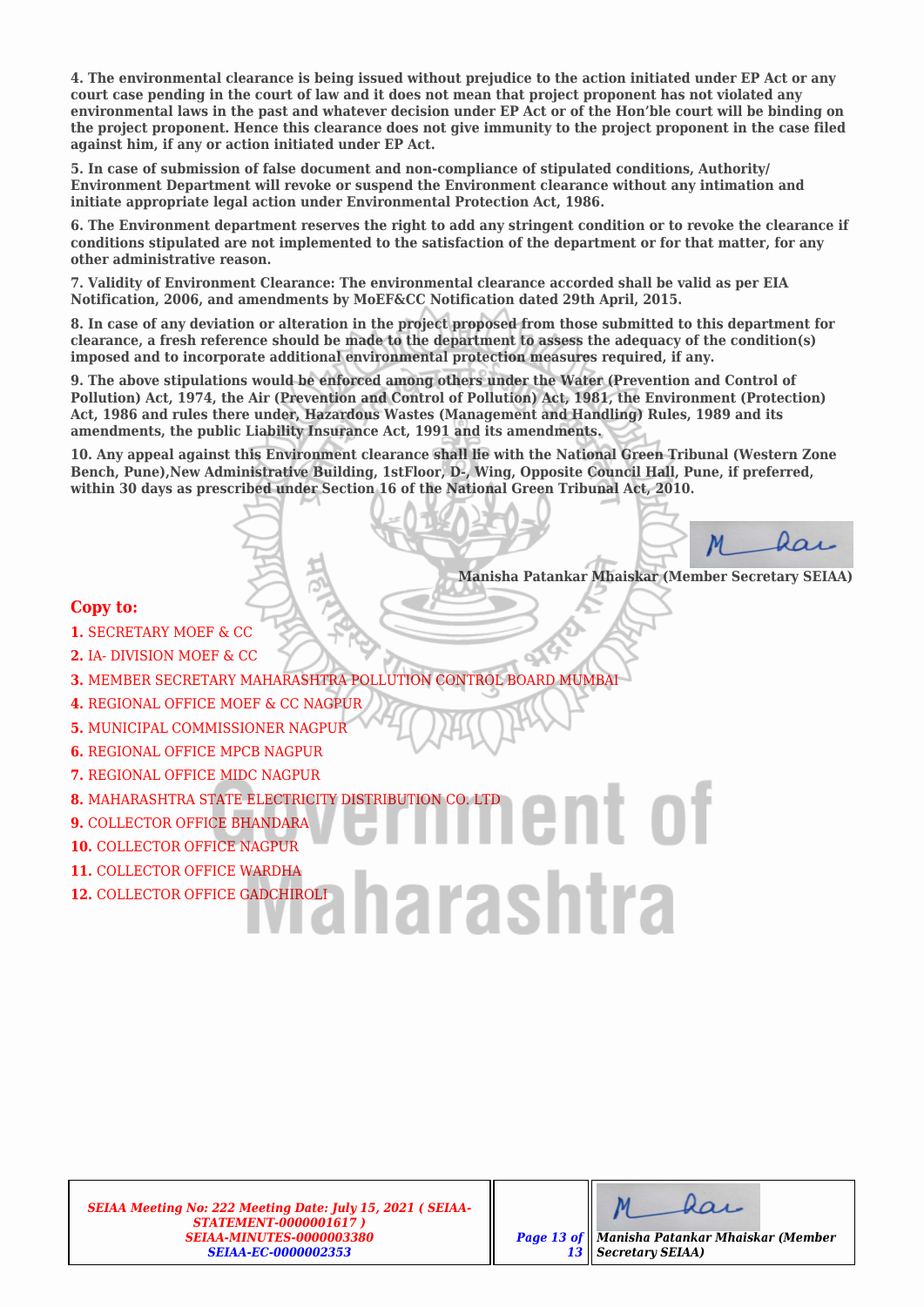**4. The environmental clearance is being issued without prejudice to the action initiated under EP Act or any court case pending in the court of law and it does not mean that project proponent has not violated any environmental laws in the past and whatever decision under EP Act or of the Hon'ble court will be binding on the project proponent. Hence this clearance does not give immunity to the project proponent in the case filed against him, if any or action initiated under EP Act.**

**5. In case of submission of false document and non-compliance of stipulated conditions, Authority/ Environment Department will revoke or suspend the Environment clearance without any intimation and initiate appropriate legal action under Environmental Protection Act, 1986.**

**6. The Environment department reserves the right to add any stringent condition or to revoke the clearance if conditions stipulated are not implemented to the satisfaction of the department or for that matter, for any other administrative reason.**

**7. Validity of Environment Clearance: The environmental clearance accorded shall be valid as per EIA Notification, 2006, and amendments by MoEF&CC Notification dated 29th April, 2015.**

**8. In case of any deviation or alteration in the project proposed from those submitted to this department for clearance, a fresh reference should be made to the department to assess the adequacy of the condition(s) imposed and to incorporate additional environmental protection measures required, if any.**

**9. The above stipulations would be enforced among others under the Water (Prevention and Control of Pollution) Act, 1974, the Air (Prevention and Control of Pollution) Act, 1981, the Environment (Protection) Act, 1986 and rules there under, Hazardous Wastes (Management and Handling) Rules, 1989 and its amendments, the public Liability Insurance Act, 1991 and its amendments.**

**10. Any appeal against this Environment clearance shall lie with the National Green Tribunal (Western Zone Bench, Pune),New Administrative Building, 1stFloor, D-, Wing, Opposite Council Hall, Pune, if preferred, within 30 days as prescribed under Section 16 of the National Green Tribunal Act, 2010.**

**Manisha Patankar Mhaiskar (Member Secretary SEIAA)**

**Copy to:**

1. SECRETARY MOEF & CC
2. IA- DIVISION MOEF & CC
3. MEMBER SECRETARY MAHARASHTRA POLLUTION CONTROL BOARD MUMBAI
4. REGIONAL OFFICE MOEF & CC NAGPUR
5. MUNICIPAL COMMISSIONER NAGPUR
6. REGIONAL OFFICE MPCB NAGPUR
7. REGIONAL OFFICE MIDC NAGPUR
8. MAHARASHTRA STATE ELECTRICITY DISTRIBUTION CO. LTD
9. COLLECTOR OFFICE BHANDARA
10. COLLECTOR OFFICE NAGPUR
11. COLLECTOR OFFICE WARDHA
12. COLLECTOR OFFICE GADCHIROLI